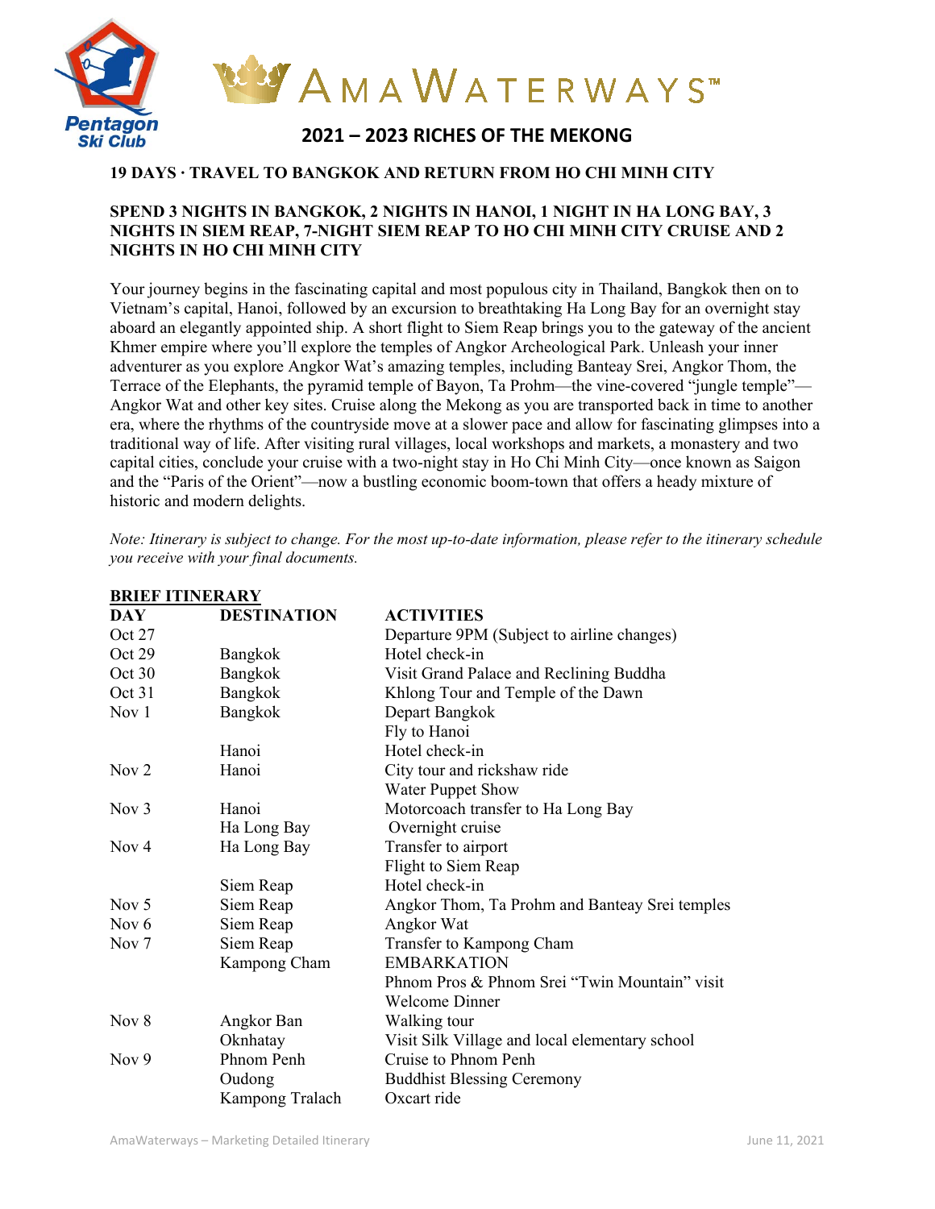# AmaWaterways™

## 2021 – 2023 RICHES OF THE MEKONG

**19 DAYS · TRAVEL TO BANGKOK AND RETURN FROM HO CHI MINH CITY**

**SPEND 3 NIGHTS IN BANGKOK, 2 NIGHTS IN HANOI, 1 NIGHT IN HA LONG BAY, 3 NIGHTS IN SIEM REAP, 7-NIGHT SIEM REAP TO HO CHI MINH CITY CRUISE AND 2 NIGHTS IN HO CHI MINH CITY**

Your journey begins in the fascinating capital and most populous city in Thailand, Bangkok then on to Vietnam's capital, Hanoi, followed by an excursion to breathtaking Ha Long Bay for an overnight stay aboard an elegantly appointed ship. A short flight to Siem Reap brings you to the gateway of the ancient Khmer empire where you'll explore the temples of Angkor Archeological Park. Unleash your inner adventurer as you explore Angkor Wat's amazing temples, including Banteay Srei, Angkor Thom, the Terrace of the Elephants, the pyramid temple of Bayon, Ta Prohm—the vine-covered "jungle temple"—Angkor Wat and other key sites. Cruise along the Mekong as you are transported back in time to another era, where the rhythms of the countryside move at a slower pace and allow for fascinating glimpses into a traditional way of life. After visiting rural villages, local workshops and markets, a monastery and two capital cities, conclude your cruise with a two-night stay in Ho Chi Minh City—once known as Saigon and the "Paris of the Orient"—now a bustling economic boom-town that offers a heady mixture of historic and modern delights.

*Note: Itinerary is subject to change. For the most up-to-date information, please refer to the itinerary schedule you receive with your final documents.*

**BRIEF ITINERARY**

| DAY | DESTINATION | ACTIVITIES |
|---|---|---|
| Oct 27 | | Departure 9PM (Subject to airline changes) |
| Oct 29 | Bangkok | Hotel check-in |
| Oct 30 | Bangkok | Visit Grand Palace and Reclining Buddha |
| Oct 31 | Bangkok | Khlong Tour and Temple of the Dawn |
| Nov 1 | Bangkok | Depart Bangkok |
| | | Fly to Hanoi |
| | Hanoi | Hotel check-in |
| Nov 2 | Hanoi | City tour and rickshaw ride |
| | | Water Puppet Show |
| Nov 3 | Hanoi | Motorcoach transfer to Ha Long Bay |
| | Ha Long Bay | Overnight cruise |
| Nov 4 | Ha Long Bay | Transfer to airport |
| | | Flight to Siem Reap |
| | Siem Reap | Hotel check-in |
| Nov 5 | Siem Reap | Angkor Thom, Ta Prohm and Banteay Srei temples |
| Nov 6 | Siem Reap | Angkor Wat |
| Nov 7 | Siem Reap | Transfer to Kampong Cham |
| | Kampong Cham | EMBARKATION |
| | | Phnom Pros & Phnom Srei "Twin Mountain" visit |
| | | Welcome Dinner |
| Nov 8 | Angkor Ban | Walking tour |
| | Oknhatay | Visit Silk Village and local elementary school |
| Nov 9 | Phnom Penh | Cruise to Phnom Penh |
| | Oudong | Buddhist Blessing Ceremony |
| | Kampong Tralach | Oxcart ride |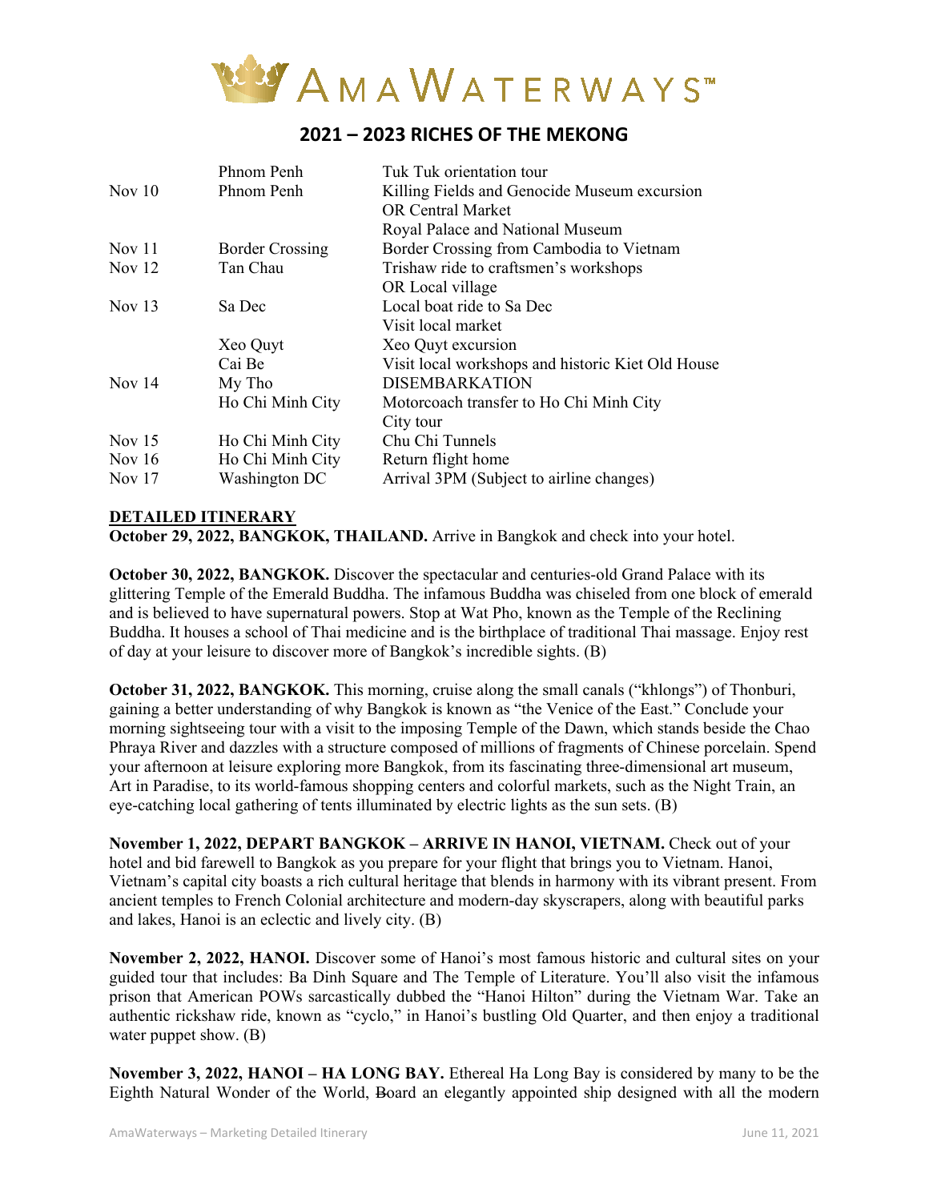# 2021 – 2023 RICHES OF THE MEKONG

| | | |
|---|---|---|
| | Phnom Penh | Tuk Tuk orientation tour |
| Nov 10 | Phnom Penh | Killing Fields and Genocide Museum excursion |
| | | OR Central Market |
| | | Royal Palace and National Museum |
| Nov 11 | Border Crossing | Border Crossing from Cambodia to Vietnam |
| Nov 12 | Tan Chau | Trishaw ride to craftsmen's workshops |
| | | OR Local village |
| Nov 13 | Sa Dec | Local boat ride to Sa Dec |
| | | Visit local market |
| | Xeo Quyt | Xeo Quyt excursion |
| | Cai Be | Visit local workshops and historic Kiet Old House |
| Nov 14 | My Tho | DISEMBARKATION |
| | Ho Chi Minh City | Motorcoach transfer to Ho Chi Minh City |
| | | City tour |
| Nov 15 | Ho Chi Minh City | Chu Chi Tunnels |
| Nov 16 | Ho Chi Minh City | Return flight home |
| Nov 17 | Washington DC | Arrival 3PM (Subject to airline changes) |

**DETAILED ITINERARY**

**October 29, 2022, BANGKOK, THAILAND.** Arrive in Bangkok and check into your hotel.

**October 30, 2022, BANGKOK.** Discover the spectacular and centuries-old Grand Palace with its glittering Temple of the Emerald Buddha. The infamous Buddha was chiseled from one block of emerald and is believed to have supernatural powers. Stop at Wat Pho, known as the Temple of the Reclining Buddha. It houses a school of Thai medicine and is the birthplace of traditional Thai massage. Enjoy rest of day at your leisure to discover more of Bangkok's incredible sights. (B)

**October 31, 2022, BANGKOK.** This morning, cruise along the small canals ("khlongs") of Thonburi, gaining a better understanding of why Bangkok is known as "the Venice of the East." Conclude your morning sightseeing tour with a visit to the imposing Temple of the Dawn, which stands beside the Chao Phraya River and dazzles with a structure composed of millions of fragments of Chinese porcelain. Spend your afternoon at leisure exploring more Bangkok, from its fascinating three-dimensional art museum, Art in Paradise, to its world-famous shopping centers and colorful markets, such as the Night Train, an eye-catching local gathering of tents illuminated by electric lights as the sun sets. (B)

**November 1, 2022, DEPART BANGKOK – ARRIVE IN HANOI, VIETNAM.** Check out of your hotel and bid farewell to Bangkok as you prepare for your flight that brings you to Vietnam. Hanoi, Vietnam's capital city boasts a rich cultural heritage that blends in harmony with its vibrant present. From ancient temples to French Colonial architecture and modern-day skyscrapers, along with beautiful parks and lakes, Hanoi is an eclectic and lively city. (B)

**November 2, 2022, HANOI.** Discover some of Hanoi's most famous historic and cultural sites on your guided tour that includes: Ba Dinh Square and The Temple of Literature. You'll also visit the infamous prison that American POWs sarcastically dubbed the "Hanoi Hilton" during the Vietnam War. Take an authentic rickshaw ride, known as "cyclo," in Hanoi's bustling Old Quarter, and then enjoy a traditional water puppet show. (B)

**November 3, 2022, HANOI – HA LONG BAY.** Ethereal Ha Long Bay is considered by many to be the Eighth Natural Wonder of the World, ~~B~~oard an elegantly appointed ship designed with all the modern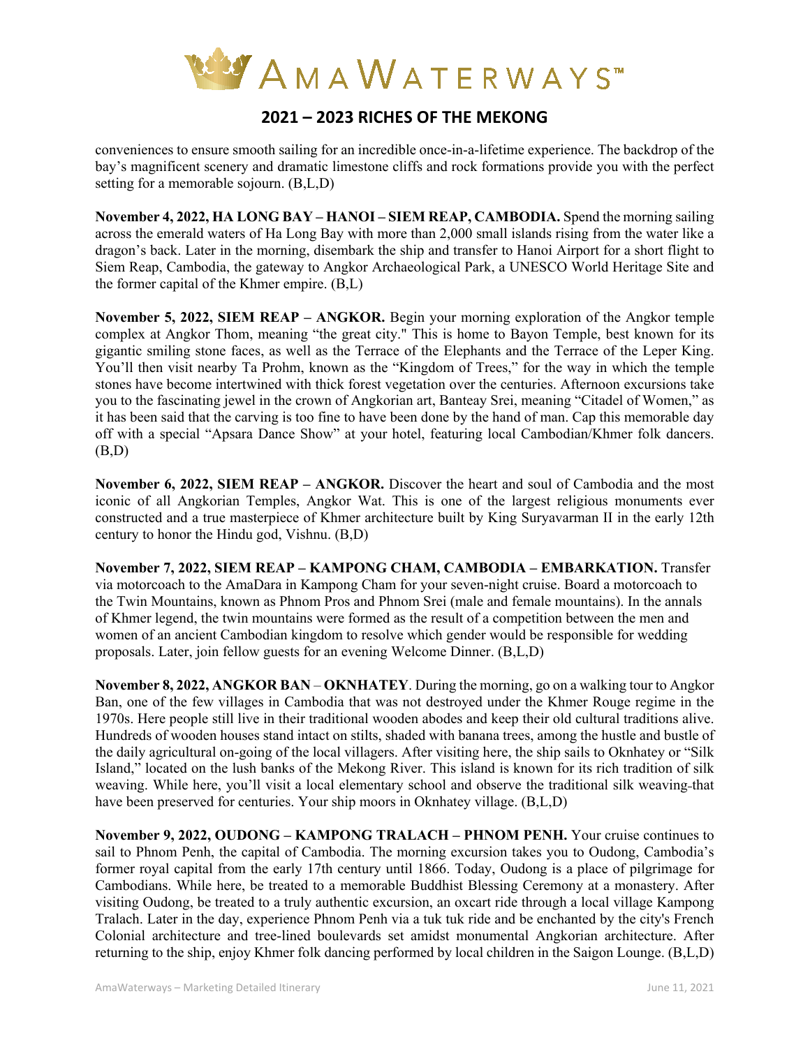conveniences to ensure smooth sailing for an incredible once-in-a-lifetime experience. The backdrop of the bay's magnificent scenery and dramatic limestone cliffs and rock formations provide you with the perfect setting for a memorable sojourn. (B,L,D)

**November 4, 2022, HA LONG BAY – HANOI – SIEM REAP, CAMBODIA.** Spend the morning sailing across the emerald waters of Ha Long Bay with more than 2,000 small islands rising from the water like a dragon's back. Later in the morning, disembark the ship and transfer to Hanoi Airport for a short flight to Siem Reap, Cambodia, the gateway to Angkor Archaeological Park, a UNESCO World Heritage Site and the former capital of the Khmer empire. (B,L)

**November 5, 2022, SIEM REAP – ANGKOR.** Begin your morning exploration of the Angkor temple complex at Angkor Thom, meaning "the great city." This is home to Bayon Temple, best known for its gigantic smiling stone faces, as well as the Terrace of the Elephants and the Terrace of the Leper King. You'll then visit nearby Ta Prohm, known as the "Kingdom of Trees," for the way in which the temple stones have become intertwined with thick forest vegetation over the centuries. Afternoon excursions take you to the fascinating jewel in the crown of Angkorian art, Banteay Srei, meaning "Citadel of Women," as it has been said that the carving is too fine to have been done by the hand of man. Cap this memorable day off with a special "Apsara Dance Show" at your hotel, featuring local Cambodian/Khmer folk dancers. (B,D)

**November 6, 2022, SIEM REAP – ANGKOR.** Discover the heart and soul of Cambodia and the most iconic of all Angkorian Temples, Angkor Wat. This is one of the largest religious monuments ever constructed and a true masterpiece of Khmer architecture built by King Suryavarman II in the early 12th century to honor the Hindu god, Vishnu. (B,D)

**November 7, 2022, SIEM REAP – KAMPONG CHAM, CAMBODIA – EMBARKATION.** Transfer via motorcoach to the AmaDara in Kampong Cham for your seven-night cruise. Board a motorcoach to the Twin Mountains, known as Phnom Pros and Phnom Srei (male and female mountains). In the annals of Khmer legend, the twin mountains were formed as the result of a competition between the men and women of an ancient Cambodian kingdom to resolve which gender would be responsible for wedding proposals. Later, join fellow guests for an evening Welcome Dinner. (B,L,D)

**November 8, 2022, ANGKOR BAN – OKNHATEY**. During the morning, go on a walking tour to Angkor Ban, one of the few villages in Cambodia that was not destroyed under the Khmer Rouge regime in the 1970s. Here people still live in their traditional wooden abodes and keep their old cultural traditions alive. Hundreds of wooden houses stand intact on stilts, shaded with banana trees, among the hustle and bustle of the daily agricultural on-going of the local villagers. After visiting here, the ship sails to Oknhatey or "Silk Island," located on the lush banks of the Mekong River. This island is known for its rich tradition of silk weaving. While here, you'll visit a local elementary school and observe the traditional silk weaving that have been preserved for centuries. Your ship moors in Oknhatey village. (B,L,D)

**November 9, 2022, OUDONG – KAMPONG TRALACH – PHNOM PENH.** Your cruise continues to sail to Phnom Penh, the capital of Cambodia. The morning excursion takes you to Oudong, Cambodia's former royal capital from the early 17th century until 1866. Today, Oudong is a place of pilgrimage for Cambodians. While here, be treated to a memorable Buddhist Blessing Ceremony at a monastery. After visiting Oudong, be treated to a truly authentic excursion, an oxcart ride through a local village Kampong Tralach. Later in the day, experience Phnom Penh via a tuk tuk ride and be enchanted by the city's French Colonial architecture and tree-lined boulevards set amidst monumental Angkorian architecture. After returning to the ship, enjoy Khmer folk dancing performed by local children in the Saigon Lounge. (B,L,D)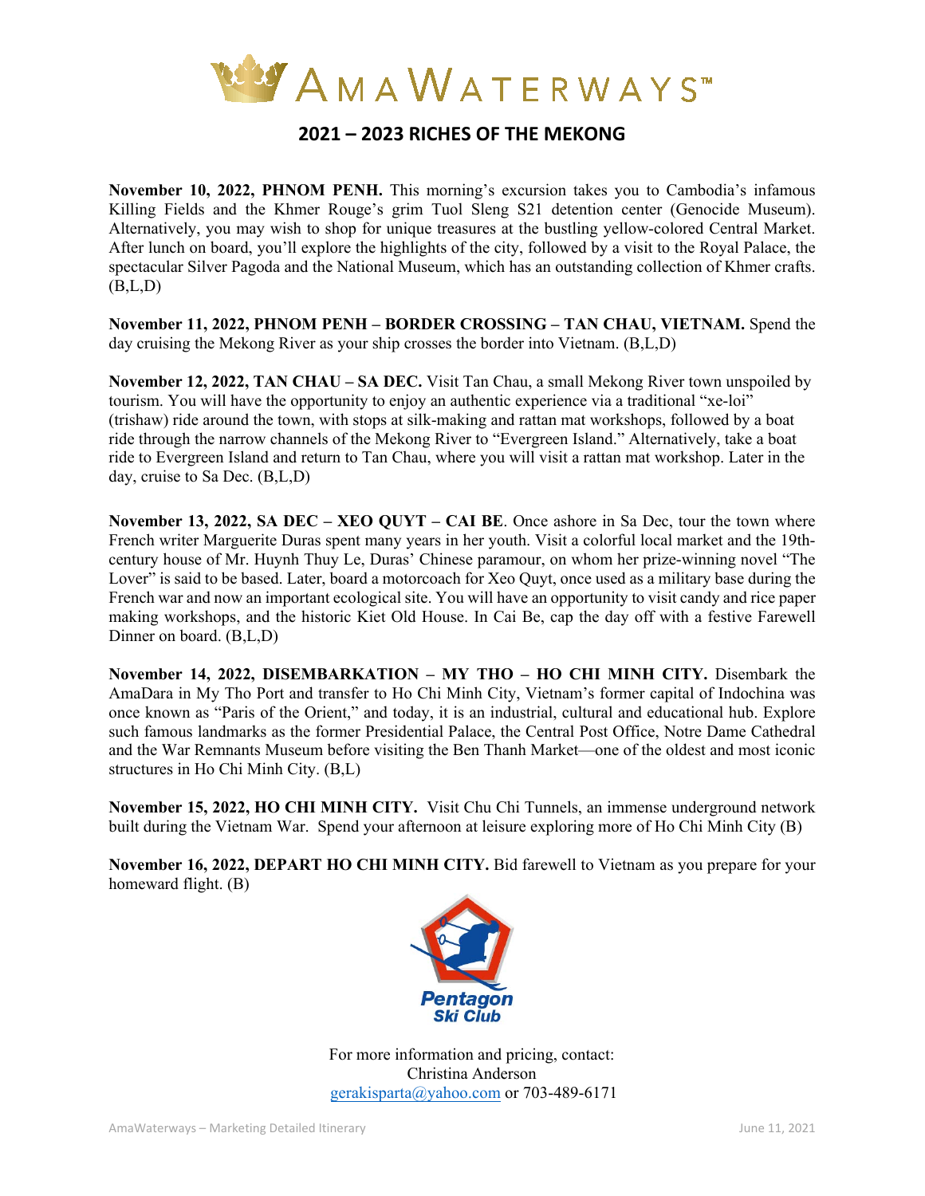AmaWaterways™

## 2021 – 2023 RICHES OF THE MEKONG

**November 10, 2022, PHNOM PENH.** This morning's excursion takes you to Cambodia's infamous Killing Fields and the Khmer Rouge's grim Tuol Sleng S21 detention center (Genocide Museum). Alternatively, you may wish to shop for unique treasures at the bustling yellow-colored Central Market. After lunch on board, you'll explore the highlights of the city, followed by a visit to the Royal Palace, the spectacular Silver Pagoda and the National Museum, which has an outstanding collection of Khmer crafts. (B,L,D)

**November 11, 2022, PHNOM PENH – BORDER CROSSING – TAN CHAU, VIETNAM.** Spend the day cruising the Mekong River as your ship crosses the border into Vietnam. (B,L,D)

**November 12, 2022, TAN CHAU – SA DEC.** Visit Tan Chau, a small Mekong River town unspoiled by tourism. You will have the opportunity to enjoy an authentic experience via a traditional "xe-loi" (trishaw) ride around the town, with stops at silk-making and rattan mat workshops, followed by a boat ride through the narrow channels of the Mekong River to "Evergreen Island." Alternatively, take a boat ride to Evergreen Island and return to Tan Chau, where you will visit a rattan mat workshop. Later in the day, cruise to Sa Dec. (B,L,D)

**November 13, 2022, SA DEC – XEO QUYT – CAI BE**. Once ashore in Sa Dec, tour the town where French writer Marguerite Duras spent many years in her youth. Visit a colorful local market and the 19th-century house of Mr. Huynh Thuy Le, Duras' Chinese paramour, on whom her prize-winning novel "The Lover" is said to be based. Later, board a motorcoach for Xeo Quyt, once used as a military base during the French war and now an important ecological site. You will have an opportunity to visit candy and rice paper making workshops, and the historic Kiet Old House. In Cai Be, cap the day off with a festive Farewell Dinner on board. (B,L,D)

**November 14, 2022, DISEMBARKATION – MY THO – HO CHI MINH CITY.** Disembark the AmaDara in My Tho Port and transfer to Ho Chi Minh City, Vietnam's former capital of Indochina was once known as "Paris of the Orient," and today, it is an industrial, cultural and educational hub. Explore such famous landmarks as the former Presidential Palace, the Central Post Office, Notre Dame Cathedral and the War Remnants Museum before visiting the Ben Thanh Market—one of the oldest and most iconic structures in Ho Chi Minh City. (B,L)

**November 15, 2022, HO CHI MINH CITY.** Visit Chu Chi Tunnels, an immense underground network built during the Vietnam War. Spend your afternoon at leisure exploring more of Ho Chi Minh City (B)

**November 16, 2022, DEPART HO CHI MINH CITY.** Bid farewell to Vietnam as you prepare for your homeward flight. (B)

Pentagon Ski Club

For more information and pricing, contact:
Christina Anderson
gerakisparta@yahoo.com or 703-489-6171